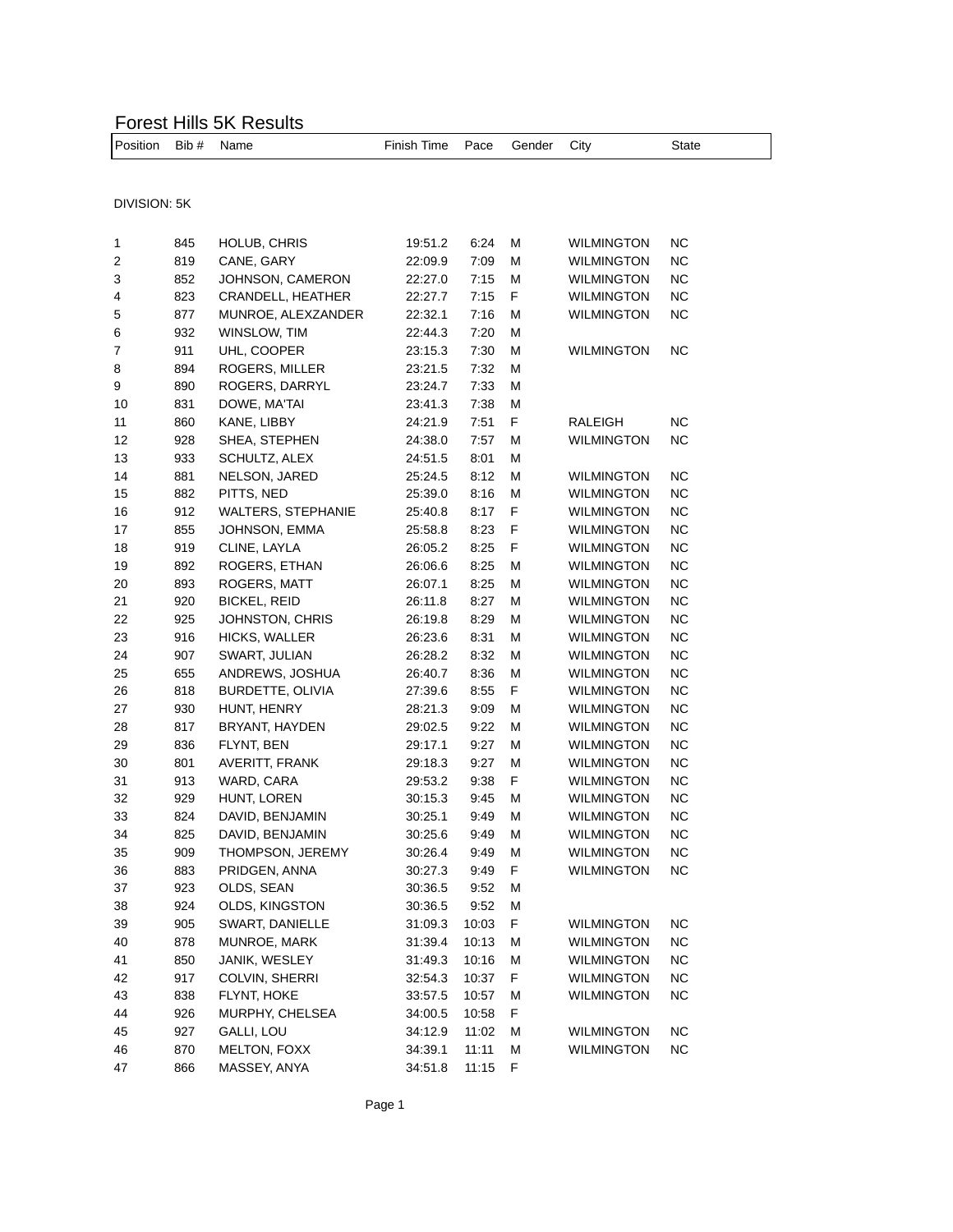# Forest Hills 5K Results

DIVISION: 5K

| Position | Bib # | Name | Finish Time | Pace | Gender | City | State |
|---|---|---|---|---|---|---|---|
| 1 | 845 | HOLUB, CHRIS | 19:51.2 | 6:24 | M | WILMINGTON | NC |
| 2 | 819 | CANE, GARY | 22:09.9 | 7:09 | M | WILMINGTON | NC |
| 3 | 852 | JOHNSON, CAMERON | 22:27.0 | 7:15 | M | WILMINGTON | NC |
| 4 | 823 | CRANDELL, HEATHER | 22:27.7 | 7:15 | F | WILMINGTON | NC |
| 5 | 877 | MUNROE, ALEXZANDER | 22:32.1 | 7:16 | M | WILMINGTON | NC |
| 6 | 932 | WINSLOW, TIM | 22:44.3 | 7:20 | M | | |
| 7 | 911 | UHL, COOPER | 23:15.3 | 7:30 | M | WILMINGTON | NC |
| 8 | 894 | ROGERS, MILLER | 23:21.5 | 7:32 | M | | |
| 9 | 890 | ROGERS, DARRYL | 23:24.7 | 7:33 | M | | |
| 10 | 831 | DOWE, MA'TAI | 23:41.3 | 7:38 | M | | |
| 11 | 860 | KANE, LIBBY | 24:21.9 | 7:51 | F | RALEIGH | NC |
| 12 | 928 | SHEA, STEPHEN | 24:38.0 | 7:57 | M | WILMINGTON | NC |
| 13 | 933 | SCHULTZ, ALEX | 24:51.5 | 8:01 | M | | |
| 14 | 881 | NELSON, JARED | 25:24.5 | 8:12 | M | WILMINGTON | NC |
| 15 | 882 | PITTS, NED | 25:39.0 | 8:16 | M | WILMINGTON | NC |
| 16 | 912 | WALTERS, STEPHANIE | 25:40.8 | 8:17 | F | WILMINGTON | NC |
| 17 | 855 | JOHNSON, EMMA | 25:58.8 | 8:23 | F | WILMINGTON | NC |
| 18 | 919 | CLINE, LAYLA | 26:05.2 | 8:25 | F | WILMINGTON | NC |
| 19 | 892 | ROGERS, ETHAN | 26:06.6 | 8:25 | M | WILMINGTON | NC |
| 20 | 893 | ROGERS, MATT | 26:07.1 | 8:25 | M | WILMINGTON | NC |
| 21 | 920 | BICKEL, REID | 26:11.8 | 8:27 | M | WILMINGTON | NC |
| 22 | 925 | JOHNSTON, CHRIS | 26:19.8 | 8:29 | M | WILMINGTON | NC |
| 23 | 916 | HICKS, WALLER | 26:23.6 | 8:31 | M | WILMINGTON | NC |
| 24 | 907 | SWART, JULIAN | 26:28.2 | 8:32 | M | WILMINGTON | NC |
| 25 | 655 | ANDREWS, JOSHUA | 26:40.7 | 8:36 | M | WILMINGTON | NC |
| 26 | 818 | BURDETTE, OLIVIA | 27:39.6 | 8:55 | F | WILMINGTON | NC |
| 27 | 930 | HUNT, HENRY | 28:21.3 | 9:09 | M | WILMINGTON | NC |
| 28 | 817 | BRYANT, HAYDEN | 29:02.5 | 9:22 | M | WILMINGTON | NC |
| 29 | 836 | FLYNT, BEN | 29:17.1 | 9:27 | M | WILMINGTON | NC |
| 30 | 801 | AVERITT, FRANK | 29:18.3 | 9:27 | M | WILMINGTON | NC |
| 31 | 913 | WARD, CARA | 29:53.2 | 9:38 | F | WILMINGTON | NC |
| 32 | 929 | HUNT, LOREN | 30:15.3 | 9:45 | M | WILMINGTON | NC |
| 33 | 824 | DAVID, BENJAMIN | 30:25.1 | 9:49 | M | WILMINGTON | NC |
| 34 | 825 | DAVID, BENJAMIN | 30:25.6 | 9:49 | M | WILMINGTON | NC |
| 35 | 909 | THOMPSON, JEREMY | 30:26.4 | 9:49 | M | WILMINGTON | NC |
| 36 | 883 | PRIDGEN, ANNA | 30:27.3 | 9:49 | F | WILMINGTON | NC |
| 37 | 923 | OLDS, SEAN | 30:36.5 | 9:52 | M | | |
| 38 | 924 | OLDS, KINGSTON | 30:36.5 | 9:52 | M | | |
| 39 | 905 | SWART, DANIELLE | 31:09.3 | 10:03 | F | WILMINGTON | NC |
| 40 | 878 | MUNROE, MARK | 31:39.4 | 10:13 | M | WILMINGTON | NC |
| 41 | 850 | JANIK, WESLEY | 31:49.3 | 10:16 | M | WILMINGTON | NC |
| 42 | 917 | COLVIN, SHERRI | 32:54.3 | 10:37 | F | WILMINGTON | NC |
| 43 | 838 | FLYNT, HOKE | 33:57.5 | 10:57 | M | WILMINGTON | NC |
| 44 | 926 | MURPHY, CHELSEA | 34:00.5 | 10:58 | F | | |
| 45 | 927 | GALLI, LOU | 34:12.9 | 11:02 | M | WILMINGTON | NC |
| 46 | 870 | MELTON, FOXX | 34:39.1 | 11:11 | M | WILMINGTON | NC |
| 47 | 866 | MASSEY, ANYA | 34:51.8 | 11:15 | F | | |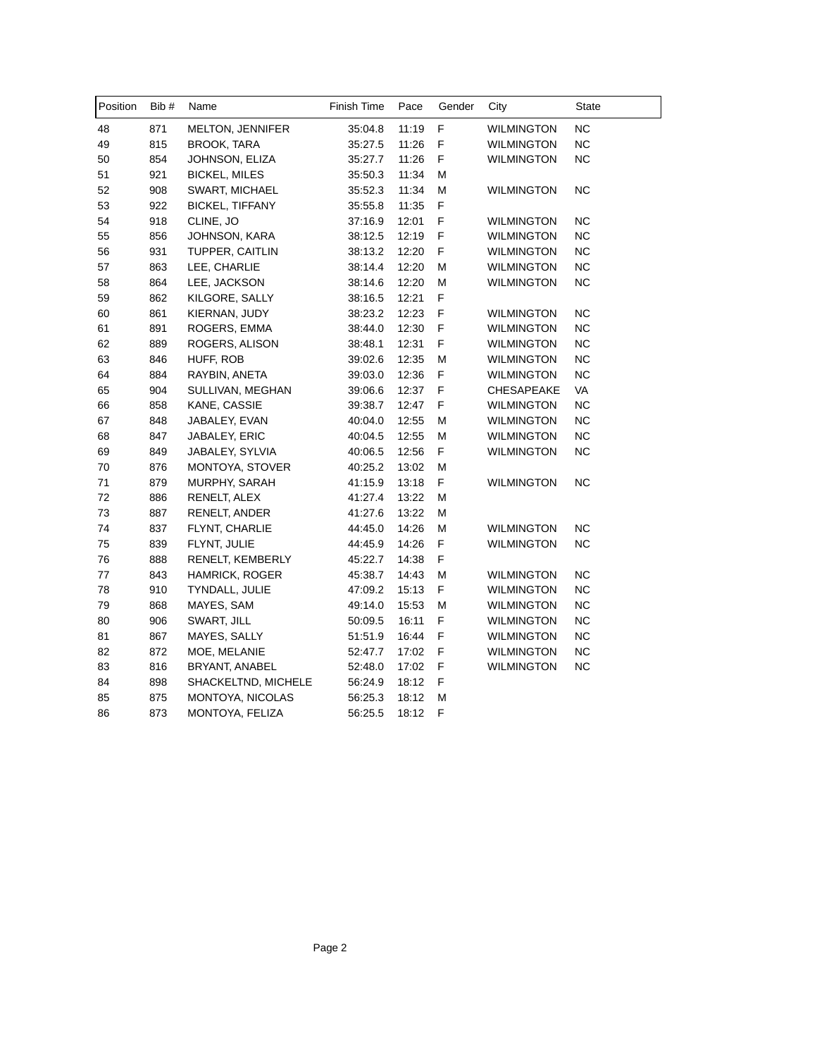| Position | Bib # | Name | Finish Time | Pace | Gender | City | State |
|---|---|---|---|---|---|---|---|
| 48 | 871 | MELTON, JENNIFER | 35:04.8 | 11:19 | F | WILMINGTON | NC |
| 49 | 815 | BROOK, TARA | 35:27.5 | 11:26 | F | WILMINGTON | NC |
| 50 | 854 | JOHNSON, ELIZA | 35:27.7 | 11:26 | F | WILMINGTON | NC |
| 51 | 921 | BICKEL, MILES | 35:50.3 | 11:34 | M | | |
| 52 | 908 | SWART, MICHAEL | 35:52.3 | 11:34 | M | WILMINGTON | NC |
| 53 | 922 | BICKEL, TIFFANY | 35:55.8 | 11:35 | F | | |
| 54 | 918 | CLINE, JO | 37:16.9 | 12:01 | F | WILMINGTON | NC |
| 55 | 856 | JOHNSON, KARA | 38:12.5 | 12:19 | F | WILMINGTON | NC |
| 56 | 931 | TUPPER, CAITLIN | 38:13.2 | 12:20 | F | WILMINGTON | NC |
| 57 | 863 | LEE, CHARLIE | 38:14.4 | 12:20 | M | WILMINGTON | NC |
| 58 | 864 | LEE, JACKSON | 38:14.6 | 12:20 | M | WILMINGTON | NC |
| 59 | 862 | KILGORE, SALLY | 38:16.5 | 12:21 | F | | |
| 60 | 861 | KIERNAN, JUDY | 38:23.2 | 12:23 | F | WILMINGTON | NC |
| 61 | 891 | ROGERS, EMMA | 38:44.0 | 12:30 | F | WILMINGTON | NC |
| 62 | 889 | ROGERS, ALISON | 38:48.1 | 12:31 | F | WILMINGTON | NC |
| 63 | 846 | HUFF, ROB | 39:02.6 | 12:35 | M | WILMINGTON | NC |
| 64 | 884 | RAYBIN, ANETA | 39:03.0 | 12:36 | F | WILMINGTON | NC |
| 65 | 904 | SULLIVAN, MEGHAN | 39:06.6 | 12:37 | F | CHESAPEAKE | VA |
| 66 | 858 | KANE, CASSIE | 39:38.7 | 12:47 | F | WILMINGTON | NC |
| 67 | 848 | JABALEY, EVAN | 40:04.0 | 12:55 | M | WILMINGTON | NC |
| 68 | 847 | JABALEY, ERIC | 40:04.5 | 12:55 | M | WILMINGTON | NC |
| 69 | 849 | JABALEY, SYLVIA | 40:06.5 | 12:56 | F | WILMINGTON | NC |
| 70 | 876 | MONTOYA, STOVER | 40:25.2 | 13:02 | M | | |
| 71 | 879 | MURPHY, SARAH | 41:15.9 | 13:18 | F | WILMINGTON | NC |
| 72 | 886 | RENELT, ALEX | 41:27.4 | 13:22 | M | | |
| 73 | 887 | RENELT, ANDER | 41:27.6 | 13:22 | M | | |
| 74 | 837 | FLYNT, CHARLIE | 44:45.0 | 14:26 | M | WILMINGTON | NC |
| 75 | 839 | FLYNT, JULIE | 44:45.9 | 14:26 | F | WILMINGTON | NC |
| 76 | 888 | RENELT, KEMBERLY | 45:22.7 | 14:38 | F | | |
| 77 | 843 | HAMRICK, ROGER | 45:38.7 | 14:43 | M | WILMINGTON | NC |
| 78 | 910 | TYNDALL, JULIE | 47:09.2 | 15:13 | F | WILMINGTON | NC |
| 79 | 868 | MAYES, SAM | 49:14.0 | 15:53 | M | WILMINGTON | NC |
| 80 | 906 | SWART, JILL | 50:09.5 | 16:11 | F | WILMINGTON | NC |
| 81 | 867 | MAYES, SALLY | 51:51.9 | 16:44 | F | WILMINGTON | NC |
| 82 | 872 | MOE, MELANIE | 52:47.7 | 17:02 | F | WILMINGTON | NC |
| 83 | 816 | BRYANT, ANABEL | 52:48.0 | 17:02 | F | WILMINGTON | NC |
| 84 | 898 | SHACKELTND, MICHELE | 56:24.9 | 18:12 | F | | |
| 85 | 875 | MONTOYA, NICOLAS | 56:25.3 | 18:12 | M | | |
| 86 | 873 | MONTOYA, FELIZA | 56:25.5 | 18:12 | F | | |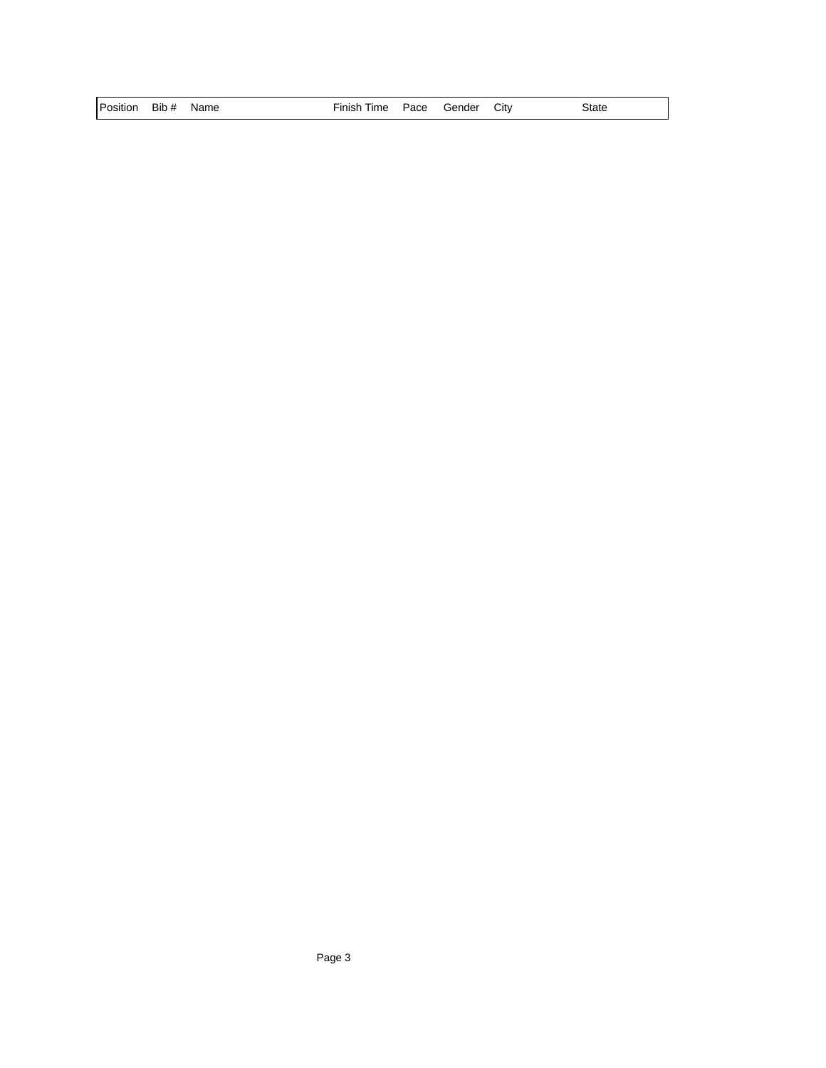| Position | Bib # | Name | Finish Time | Pace | Gender | City | State |
|---|---|---|---|---|---|---|---|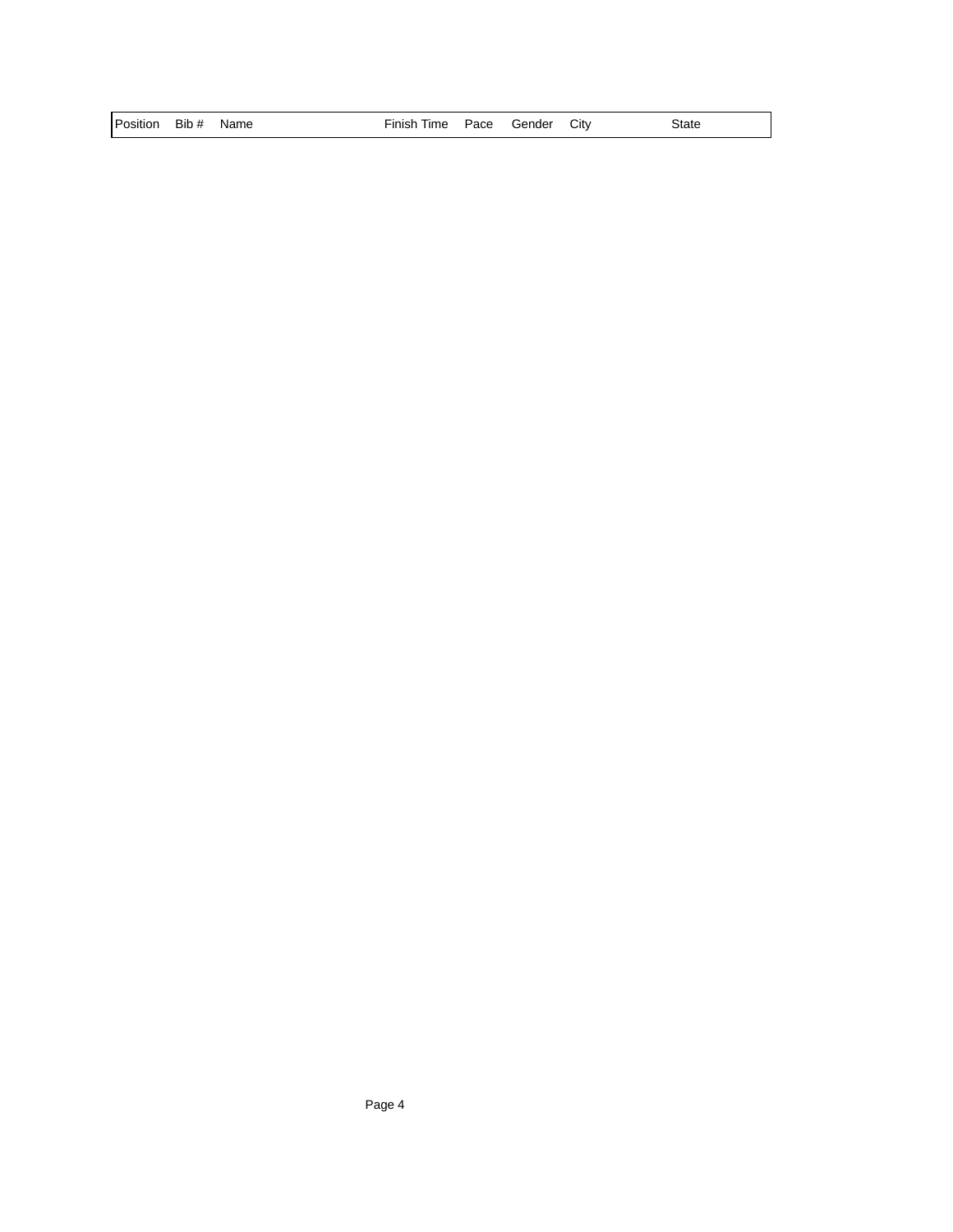| Position | Bib # | Name | Finish Time | Pace | Gender | City | State |
|---|---|---|---|---|---|---|---|